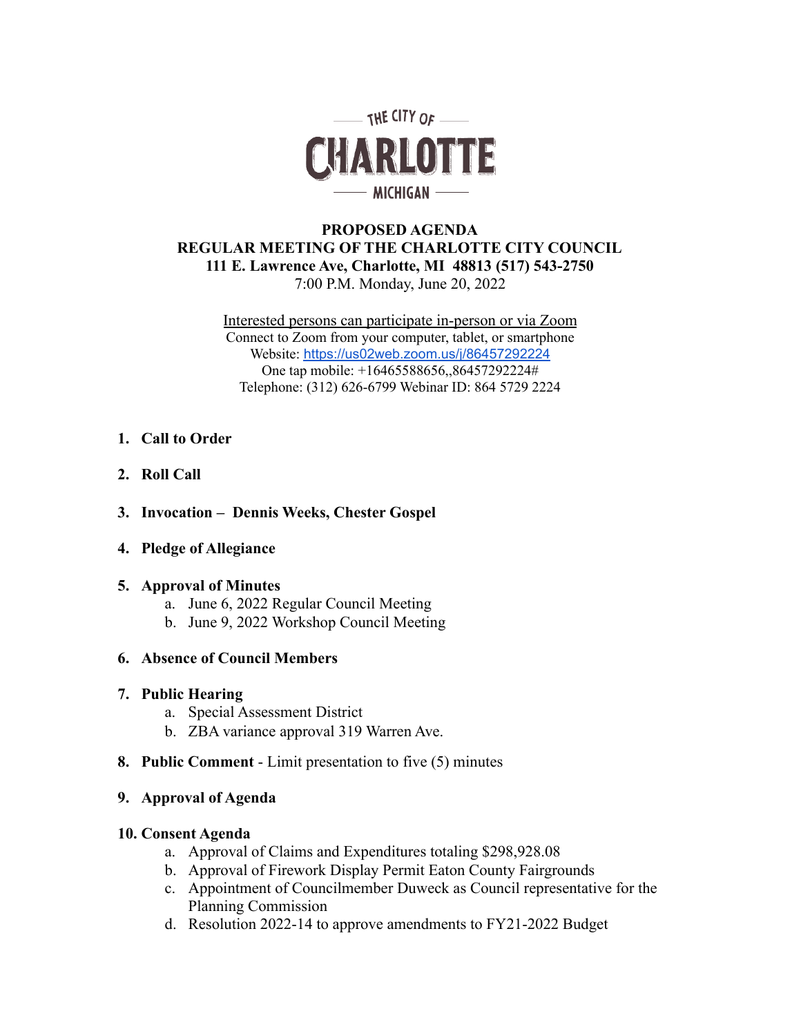THE CITY OF

# CHARLOTTE

MICHIGAN

**PROPOSED AGENDA**
**REGULAR MEETING OF THE CHARLOTTE CITY COUNCIL**
**111 E. Lawrence Ave, Charlotte, MI 48813 (517) 543-2750**
7:00 P.M. Monday, June 20, 2022

Interested persons can participate in-person or via Zoom
Connect to Zoom from your computer, tablet, or smartphone
Website: https://us02web.zoom.us/j/86457292224
One tap mobile: +16465588656,,86457292224#
Telephone: (312) 626-6799 Webinar ID: 864 5729 2224

1. **Call to Order**

2. **Roll Call**

3. **Invocation – Dennis Weeks, Chester Gospel**

4. **Pledge of Allegiance**

5. **Approval of Minutes**
   a. June 6, 2022 Regular Council Meeting
   b. June 9, 2022 Workshop Council Meeting

6. **Absence of Council Members**

7. **Public Hearing**
   a. Special Assessment District
   b. ZBA variance approval 319 Warren Ave.

8. **Public Comment** - Limit presentation to five (5) minutes

9. **Approval of Agenda**

10. **Consent Agenda**
    a. Approval of Claims and Expenditures totaling $298,928.08
    b. Approval of Firework Display Permit Eaton County Fairgrounds
    c. Appointment of Councilmember Duweck as Council representative for the Planning Commission
    d. Resolution 2022-14 to approve amendments to FY21-2022 Budget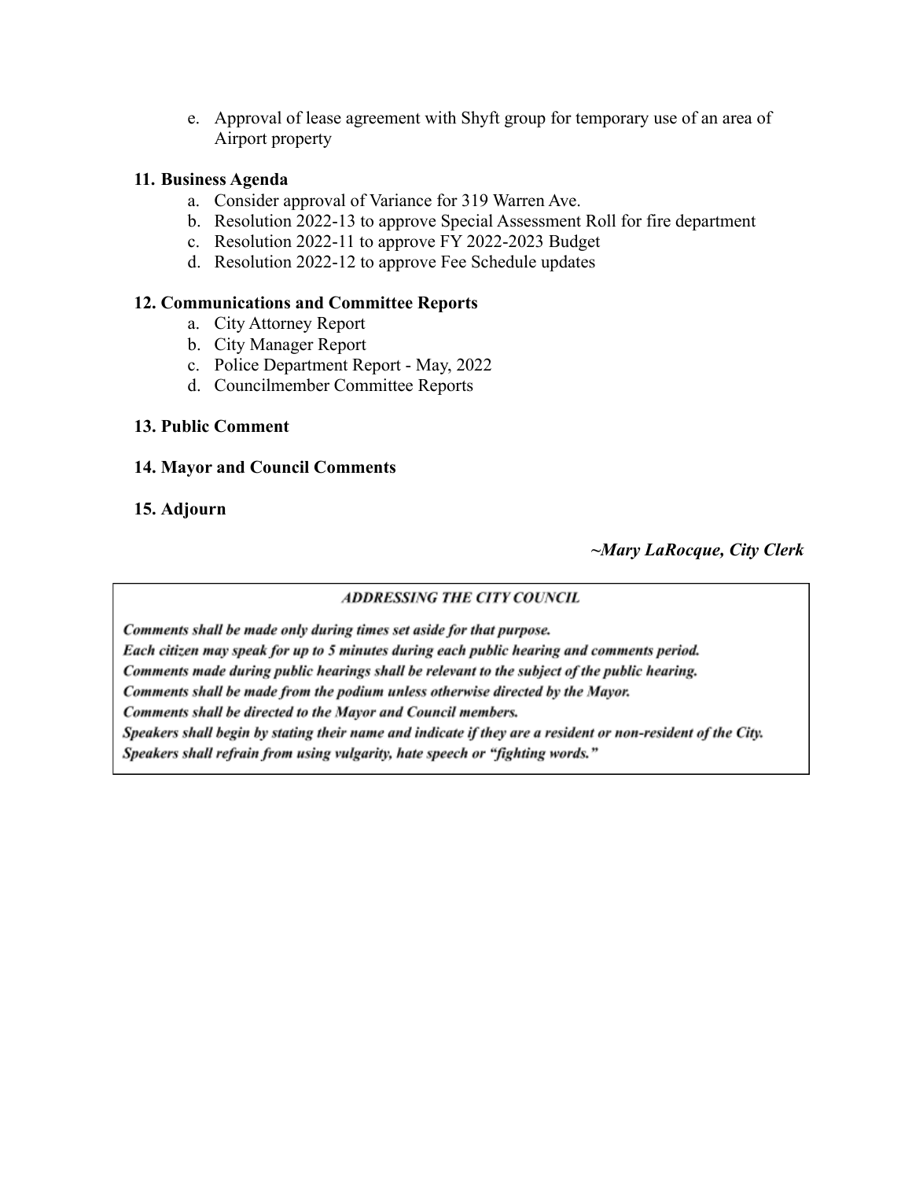e. Approval of lease agreement with Shyft group for temporary use of an area of Airport property

**11. Business Agenda**

a. Consider approval of Variance for 319 Warren Ave.
b. Resolution 2022-13 to approve Special Assessment Roll for fire department
c. Resolution 2022-11 to approve FY 2022-2023 Budget
d. Resolution 2022-12 to approve Fee Schedule updates

**12. Communications and Committee Reports**

a. City Attorney Report
b. City Manager Report
c. Police Department Report - May, 2022
d. Councilmember Committee Reports

**13. Public Comment**

**14. Mayor and Council Comments**

**15. Adjourn**

***~Mary LaRocque, City Clerk***

***ADDRESSING THE CITY COUNCIL***

***Comments shall be made only during times set aside for that purpose.***
***Each citizen may speak for up to 5 minutes during each public hearing and comments period.***
***Comments made during public hearings shall be relevant to the subject of the public hearing.***
***Comments shall be made from the podium unless otherwise directed by the Mayor.***
***Comments shall be directed to the Mayor and Council members.***
***Speakers shall begin by stating their name and indicate if they are a resident or non-resident of the City.***
***Speakers shall refrain from using vulgarity, hate speech or "fighting words."***